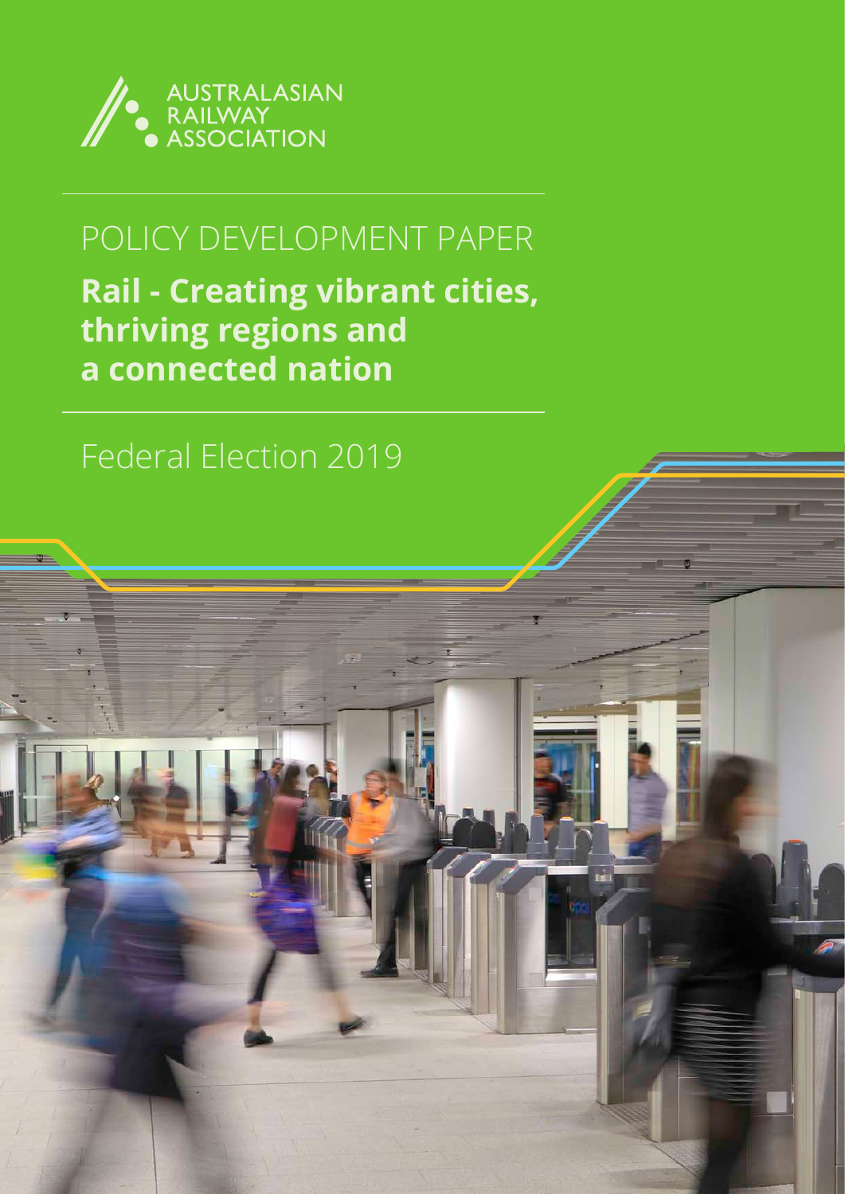AUSTRALASIAN RAILWAY ASSOCIATION

POLICY DEVELOPMENT PAPER

# Rail - Creating vibrant cities, thriving regions and a connected nation

Federal Election 2019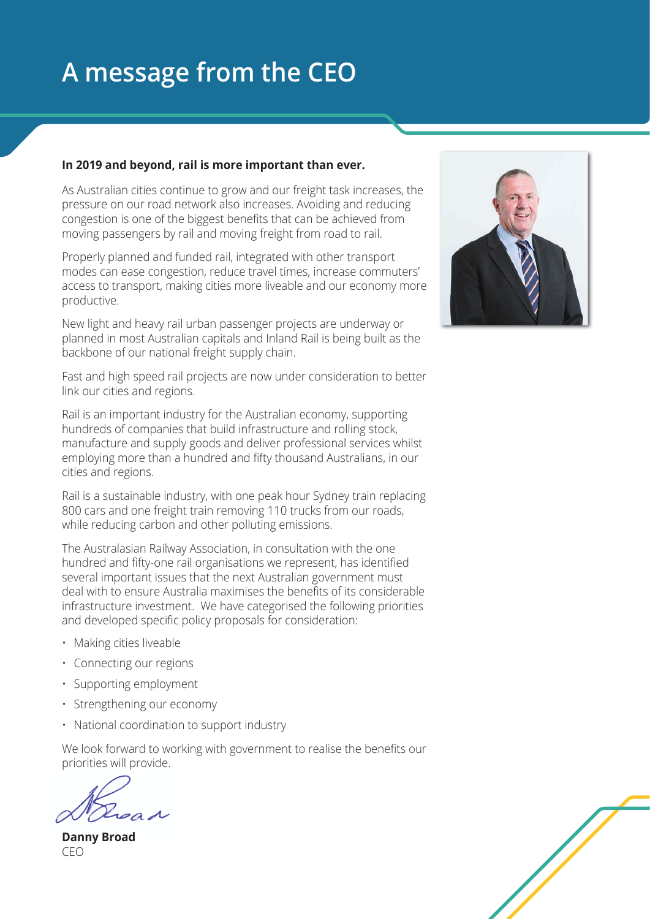# A message from the CEO

**In 2019 and beyond, rail is more important than ever.**

As Australian cities continue to grow and our freight task increases, the pressure on our road network also increases. Avoiding and reducing congestion is one of the biggest benefits that can be achieved from moving passengers by rail and moving freight from road to rail.

Properly planned and funded rail, integrated with other transport modes can ease congestion, reduce travel times, increase commuters' access to transport, making cities more liveable and our economy more productive.

New light and heavy rail urban passenger projects are underway or planned in most Australian capitals and Inland Rail is being built as the backbone of our national freight supply chain.

Fast and high speed rail projects are now under consideration to better link our cities and regions.

Rail is an important industry for the Australian economy, supporting hundreds of companies that build infrastructure and rolling stock, manufacture and supply goods and deliver professional services whilst employing more than a hundred and fifty thousand Australians, in our cities and regions.

Rail is a sustainable industry, with one peak hour Sydney train replacing 800 cars and one freight train removing 110 trucks from our roads, while reducing carbon and other polluting emissions.

The Australasian Railway Association, in consultation with the one hundred and fifty-one rail organisations we represent, has identified several important issues that the next Australian government must deal with to ensure Australia maximises the benefits of its considerable infrastructure investment. We have categorised the following priorities and developed specific policy proposals for consideration:

- Making cities liveable
- Connecting our regions
- Supporting employment
- Strengthening our economy
- National coordination to support industry

We look forward to working with government to realise the benefits our priorities will provide.

**Danny Broad**
CEO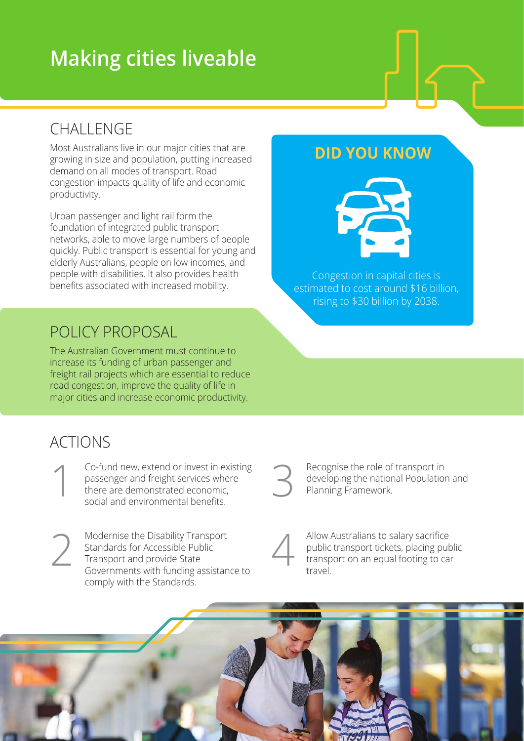# Making cities liveable

## CHALLENGE

Most Australians live in our major cities that are growing in size and population, putting increased demand on all modes of transport. Road congestion impacts quality of life and economic productivity.

Urban passenger and light rail form the foundation of integrated public transport networks, able to move large numbers of people quickly. Public transport is essential for young and elderly Australians, people on low incomes, and people with disabilities. It also provides health benefits associated with increased mobility.

## DID YOU KNOW

Congestion in capital cities is estimated to cost around $16 billion, rising to $30 billion by 2038.

## POLICY PROPOSAL

The Australian Government must continue to increase its funding of urban passenger and freight rail projects which are essential to reduce road congestion, improve the quality of life in major cities and increase economic productivity.

## ACTIONS

1. Co-fund new, extend or invest in existing passenger and freight services where there are demonstrated economic, social and environmental benefits.

2. Modernise the Disability Transport Standards for Accessible Public Transport and provide State Governments with funding assistance to comply with the Standards.

3. Recognise the role of transport in developing the national Population and Planning Framework.

4. Allow Australians to salary sacrifice public transport tickets, placing public transport on an equal footing to car travel.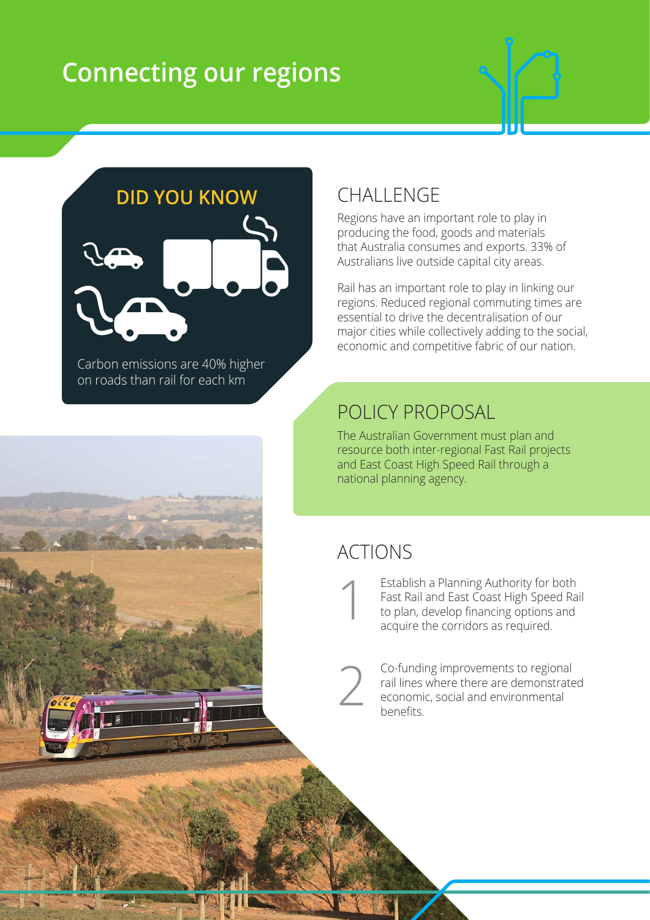# Connecting our regions

## DID YOU KNOW

Carbon emissions are 40% higher on roads than rail for each km

## CHALLENGE

Regions have an important role to play in producing the food, goods and materials that Australia consumes and exports. 33% of Australians live outside capital city areas.

Rail has an important role to play in linking our regions. Reduced regional commuting times are essential to drive the decentralisation of our major cities while collectively adding to the social, economic and competitive fabric of our nation.

## POLICY PROPOSAL

The Australian Government must plan and resource both inter-regional Fast Rail projects and East Coast High Speed Rail through a national planning agency.

## ACTIONS

1. Establish a Planning Authority for both Fast Rail and East Coast High Speed Rail to plan, develop financing options and acquire the corridors as required.

2. Co-funding improvements to regional rail lines where there are demonstrated economic, social and environmental benefits.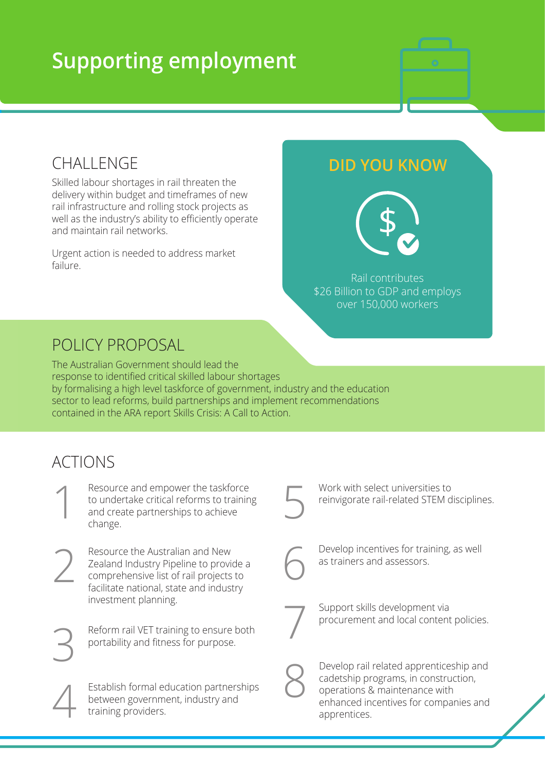# Supporting employment

## CHALLENGE

Skilled labour shortages in rail threaten the delivery within budget and timeframes of new rail infrastructure and rolling stock projects as well as the industry's ability to efficiently operate and maintain rail networks.

Urgent action is needed to address market failure.

## DID YOU KNOW

Rail contributes $26 Billion to GDP and employs over 150,000 workers

## POLICY PROPOSAL

The Australian Government should lead the response to identified critical skilled labour shortages by formalising a high level taskforce of government, industry and the education sector to lead reforms, build partnerships and implement recommendations contained in the ARA report Skills Crisis: A Call to Action.

## ACTIONS

1. Resource and empower the taskforce to undertake critical reforms to training and create partnerships to achieve change.
2. Resource the Australian and New Zealand Industry Pipeline to provide a comprehensive list of rail projects to facilitate national, state and industry investment planning.
3. Reform rail VET training to ensure both portability and fitness for purpose.
4. Establish formal education partnerships between government, industry and training providers.
5. Work with select universities to reinvigorate rail-related STEM disciplines.
6. Develop incentives for training, as well as trainers and assessors.
7. Support skills development via procurement and local content policies.
8. Develop rail related apprenticeship and cadetship programs, in construction, operations & maintenance with enhanced incentives for companies and apprentices.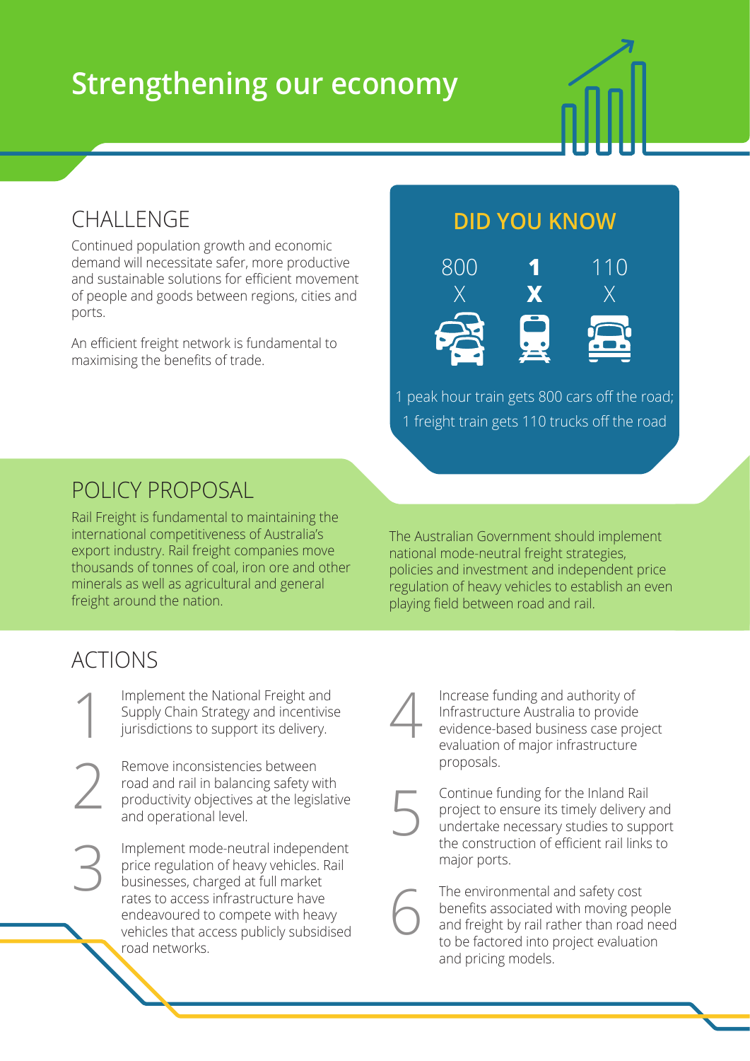# Strengthening our economy

## CHALLENGE

Continued population growth and economic demand will necessitate safer, more productive and sustainable solutions for efficient movement of people and goods between regions, cities and ports.

An efficient freight network is fundamental to maximising the benefits of trade.

## DID YOU KNOW

800 X | **1 X** | 110 X

1 peak hour train gets 800 cars off the road; 1 freight train gets 110 trucks off the road

## POLICY PROPOSAL

Rail Freight is fundamental to maintaining the international competitiveness of Australia's export industry. Rail freight companies move thousands of tonnes of coal, iron ore and other minerals as well as agricultural and general freight around the nation.

The Australian Government should implement national mode-neutral freight strategies, policies and investment and independent price regulation of heavy vehicles to establish an even playing field between road and rail.

## ACTIONS

1. Implement the National Freight and Supply Chain Strategy and incentivise jurisdictions to support its delivery.
2. Remove inconsistencies between road and rail in balancing safety with productivity objectives at the legislative and operational level.
3. Implement mode-neutral independent price regulation of heavy vehicles. Rail businesses, charged at full market rates to access infrastructure have endeavoured to compete with heavy vehicles that access publicly subsidised road networks.
4. Increase funding and authority of Infrastructure Australia to provide evidence-based business case project evaluation of major infrastructure proposals.
5. Continue funding for the Inland Rail project to ensure its timely delivery and undertake necessary studies to support the construction of efficient rail links to major ports.
6. The environmental and safety cost benefits associated with moving people and freight by rail rather than road need to be factored into project evaluation and pricing models.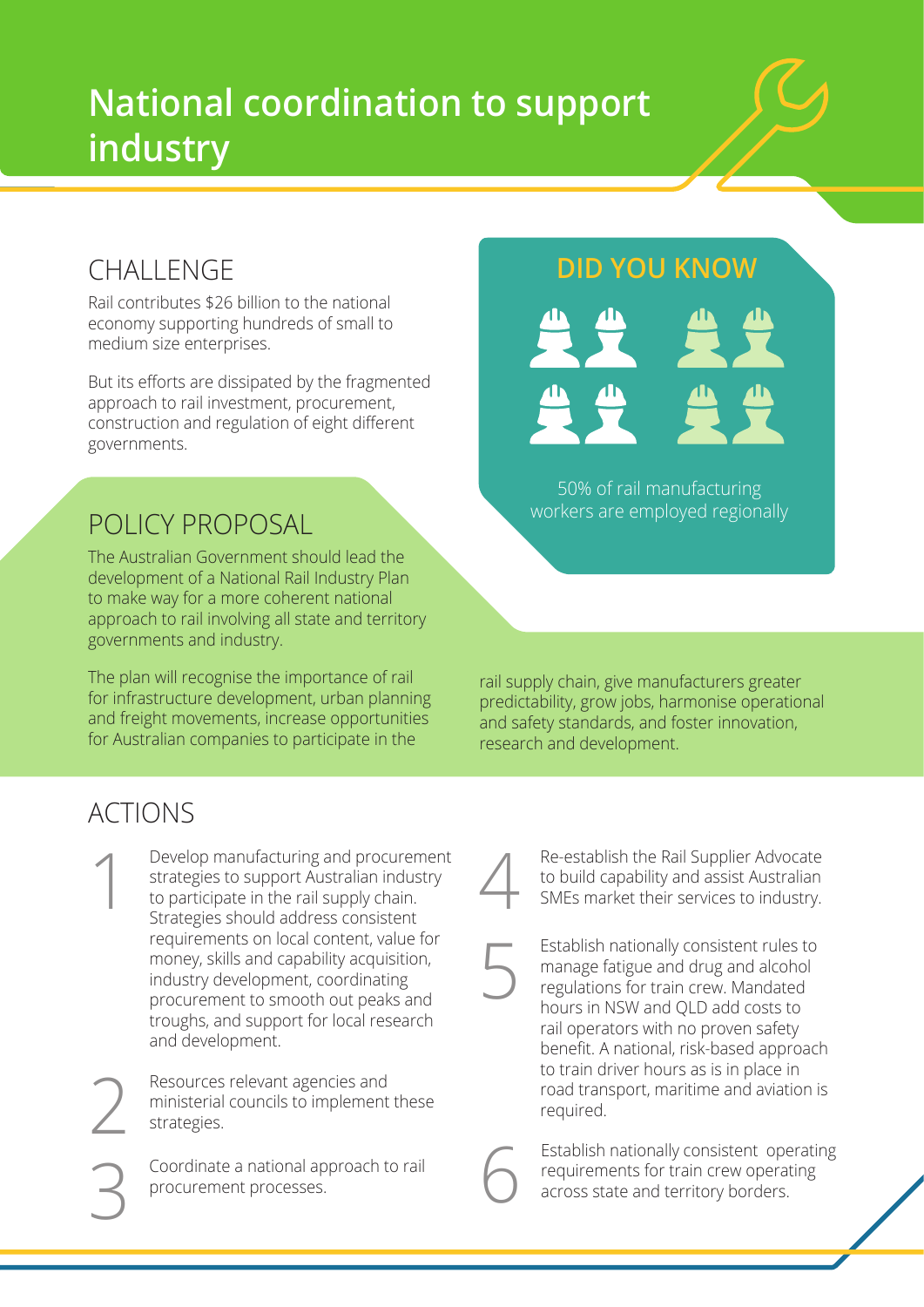# National coordination to support industry

## CHALLENGE

Rail contributes $26 billion to the national economy supporting hundreds of small to medium size enterprises.

But its efforts are dissipated by the fragmented approach to rail investment, procurement, construction and regulation of eight different governments.

## DID YOU KNOW

50% of rail manufacturing workers are employed regionally

## POLICY PROPOSAL

The Australian Government should lead the development of a National Rail Industry Plan to make way for a more coherent national approach to rail involving all state and territory governments and industry.

The plan will recognise the importance of rail for infrastructure development, urban planning and freight movements, increase opportunities for Australian companies to participate in the rail supply chain, give manufacturers greater predictability, grow jobs, harmonise operational and safety standards, and foster innovation, research and development.

## ACTIONS

1. Develop manufacturing and procurement strategies to support Australian industry to participate in the rail supply chain. Strategies should address consistent requirements on local content, value for money, skills and capability acquisition, industry development, coordinating procurement to smooth out peaks and troughs, and support for local research and development.

2. Resources relevant agencies and ministerial councils to implement these strategies.

3. Coordinate a national approach to rail procurement processes.

4. Re-establish the Rail Supplier Advocate to build capability and assist Australian SMEs market their services to industry.

5. Establish nationally consistent rules to manage fatigue and drug and alcohol regulations for train crew. Mandated hours in NSW and QLD add costs to rail operators with no proven safety benefit. A national, risk-based approach to train driver hours as is in place in road transport, maritime and aviation is required.

6. Establish nationally consistent operating requirements for train crew operating across state and territory borders.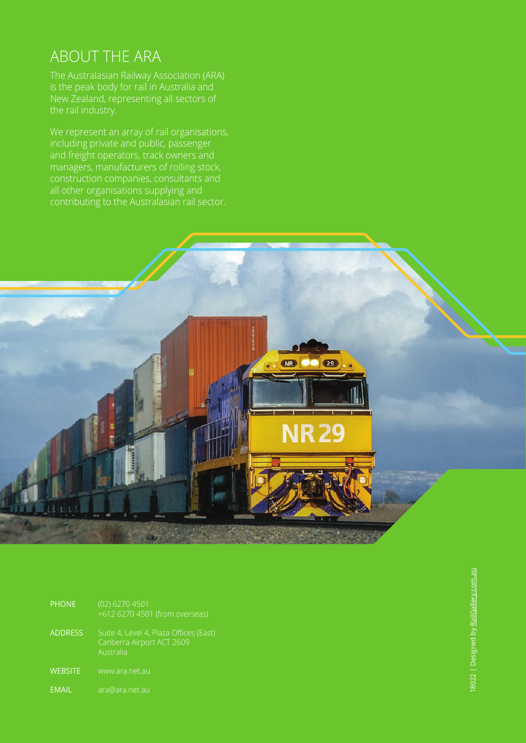# ABOUT THE ARA

The Australasian Railway Association (ARA) is the peak body for rail in Australia and New Zealand, representing all sectors of the rail industry.

We represent an array of rail organisations, including private and public, passenger and freight operators, track owners and managers, manufacturers of rolling stock, construction companies, consultants and all other organisations supplying and contributing to the Australasian rail sector.

| | |
|---|---|
| PHONE | (02) 6270 4501<br>+612 6270 4501 (from overseas) |
| ADDRESS | Suite 4, Level 4, Plaza Offices (East)<br>Canberra Airport ACT 2609<br>Australia |
| WEBSITE | www.ara.net.au |
| EMAIL | ara@ara.net.au |

18022 | Designed by RailGallery.com.au